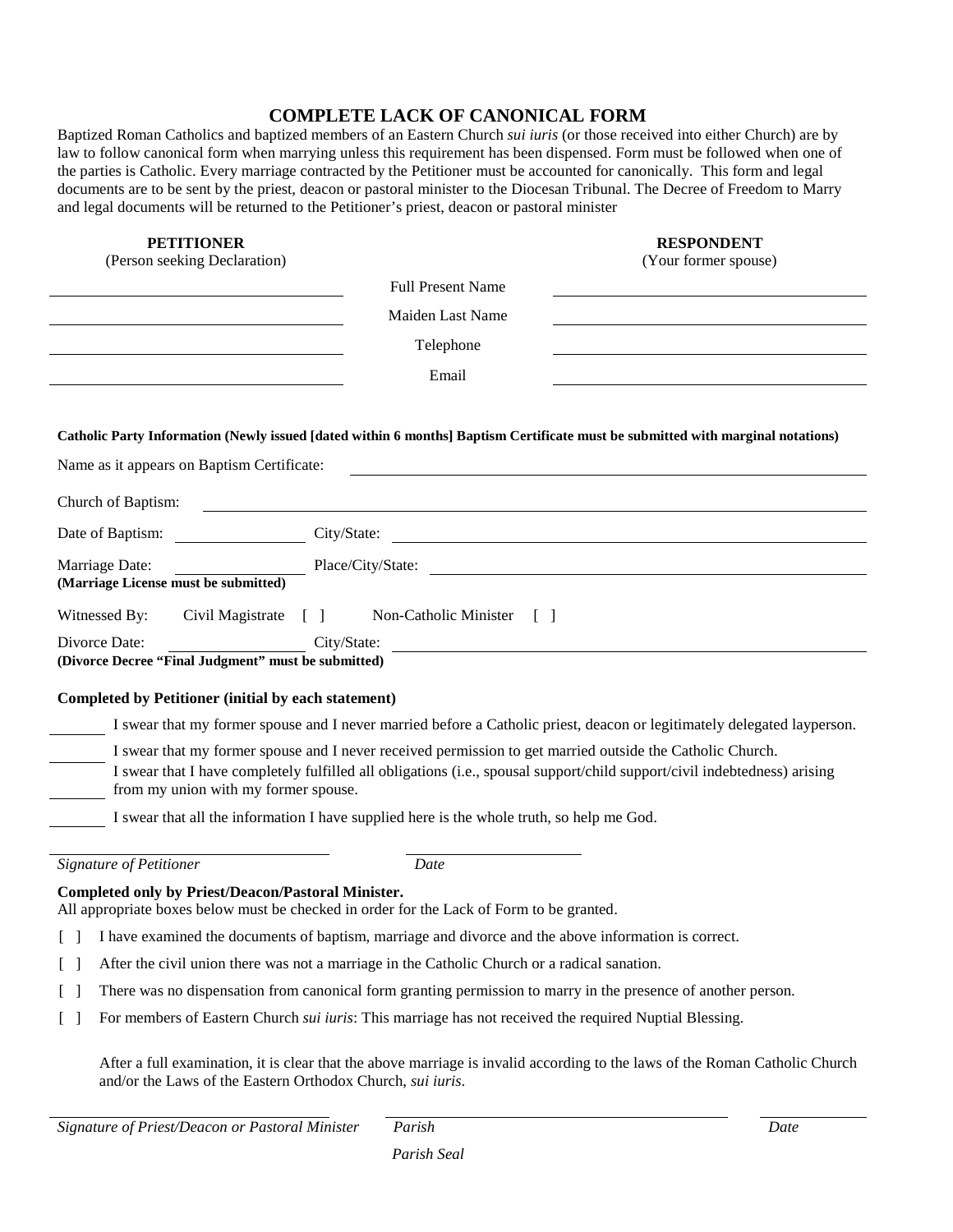# COMPLETE LACK OF CANONICAL FORM

Baptized Roman Catholics and baptized members of an Eastern Church *sui iuris* (or those received into either Church) are by law to follow canonical form when marrying unless this requirement has been dispensed. Form must be followed when one of the parties is Catholic. Every marriage contracted by the Petitioner must be accounted for canonically. This form and legal documents are to be sent by the priest, deacon or pastoral minister to the Diocesan Tribunal. The Decree of Freedom to Marry and legal documents will be returned to the Petitioner's priest, deacon or pastoral minister

| **PETITIONER** (Person seeking Declaration) | | **RESPONDENT** (Your former spouse) |
|---|---|---|
| ____________________ | Full Present Name | ____________________ |
| ____________________ | Maiden Last Name | ____________________ |
| ____________________ | Telephone | ____________________ |
| ____________________ | Email | ____________________ |

**Catholic Party Information (Newly issued [dated within 6 months] Baptism Certificate must be submitted with marginal notations)**

Name as it appears on Baptism Certificate: ____________________

Church of Baptism: ____________________

Date of Baptism: __________ City/State: ____________________

Marriage Date: __________ Place/City/State: ____________________
**(Marriage License must be submitted)**

Witnessed By: Civil Magistrate [ ] Non-Catholic Minister [ ]

Divorce Date: __________ City/State: ____________________
**(Divorce Decree "Final Judgment" must be submitted)**

**Completed by Petitioner (initial by each statement)**

_______ I swear that my former spouse and I never married before a Catholic priest, deacon or legitimately delegated layperson.

_______ I swear that my former spouse and I never received permission to get married outside the Catholic Church.

_______ I swear that I have completely fulfilled all obligations (i.e., spousal support/child support/civil indebtedness) arising from my union with my former spouse.

_______ I swear that all the information I have supplied here is the whole truth, so help me God.

____________________ ____________________
*Signature of Petitioner* *Date*

**Completed only by Priest/Deacon/Pastoral Minister.**
All appropriate boxes below must be checked in order for the Lack of Form to be granted.

[ ] I have examined the documents of baptism, marriage and divorce and the above information is correct.

[ ] After the civil union there was not a marriage in the Catholic Church or a radical sanation.

[ ] There was no dispensation from canonical form granting permission to marry in the presence of another person.

[ ] For members of Eastern Church *sui iuris*: This marriage has not received the required Nuptial Blessing.

After a full examination, it is clear that the above marriage is invalid according to the laws of the Roman Catholic Church and/or the Laws of the Eastern Orthodox Church, *sui iuris*.

____________________ ____________________ ____________________
*Signature of Priest/Deacon or Pastoral Minister* *Parish* *Date*

*Parish Seal*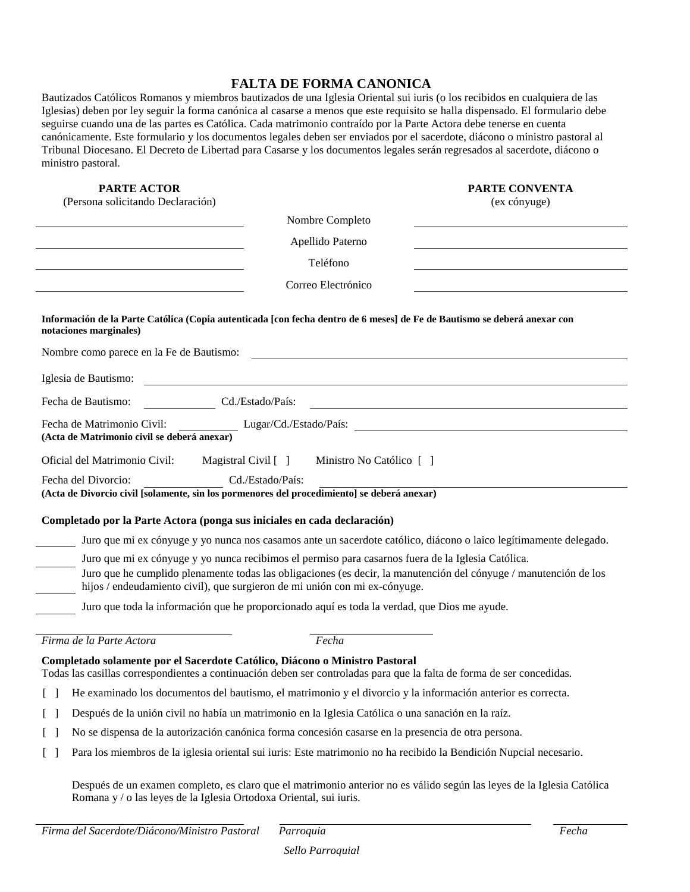# FALTA DE FORMA CANONICA

Bautizados Católicos Romanos y miembros bautizados de una Iglesia Oriental sui iuris (o los recibidos en cualquiera de las Iglesias) deben por ley seguir la forma canónica al casarse a menos que este requisito se halla dispensado. El formulario debe seguirse cuando una de las partes es Católica. Cada matrimonio contraído por la Parte Actora debe tenerse en cuenta canónicamente. Este formulario y los documentos legales deben ser enviados por el sacerdote, diácono o ministro pastoral al Tribunal Diocesano. El Decreto de Libertad para Casarse y los documentos legales serán regresados al sacerdote, diácono o ministro pastoral.

| **PARTE ACTOR** (Persona solicitando Declaración) | | **PARTE CONVENTA** (ex cónyuge) |
|---|---|---|
| ______________________ | Nombre Completo | ______________________ |
| ______________________ | Apellido Paterno | ______________________ |
| ______________________ | Teléfono | ______________________ |
| ______________________ | Correo Electrónico | ______________________ |

**Información de la Parte Católica (Copia autenticada [con fecha dentro de 6 meses] de Fe de Bautismo se deberá anexar con notaciones marginales)**

Nombre como parece en la Fe de Bautismo: ______________________

Iglesia de Bautismo: ______________________

Fecha de Bautismo: __________ Cd./Estado/País: ______________________

Fecha de Matrimonio Civil: __________ Lugar/Cd./Estado/País: ______________________
**(Acta de Matrimonio civil se deberá anexar)**

Oficial del Matrimonio Civil: Magistral Civil [ ] Ministro No Católico [ ]

Fecha del Divorcio: __________ Cd./Estado/País: ______________________
**(Acta de Divorcio civil [solamente, sin los pormenores del procedimiento] se deberá anexar)**

**Completado por la Parte Actora (ponga sus iniciales en cada declaración)**

______ Juro que mi ex cónyuge y yo nunca nos casamos ante un sacerdote católico, diácono o laico legítimamente delegado.

______ Juro que mi ex cónyuge y yo nunca recibimos el permiso para casarnos fuera de la Iglesia Católica.

______ Juro que he cumplido plenamente todas las obligaciones (es decir, la manutención del cónyuge / manutención de los hijos / endeudamiento civil), que surgieron de mi unión con mi ex-cónyuge.

______ Juro que toda la información que he proporcionado aquí es toda la verdad, que Dios me ayude.

______________________ ______________
*Firma de la Parte Actora* *Fecha*

**Completado solamente por el Sacerdote Católico, Diácono o Ministro Pastoral**
Todas las casillas correspondientes a continuación deben ser controladas para que la falta de forma de ser concedidas.

[ ] He examinado los documentos del bautismo, el matrimonio y el divorcio y la información anterior es correcta.

[ ] Después de la unión civil no había un matrimonio en la Iglesia Católica o una sanación en la raíz.

[ ] No se dispensa de la autorización canónica forma concesión casarse en la presencia de otra persona.

[ ] Para los miembros de la iglesia oriental sui iuris: Este matrimonio no ha recibido la Bendición Nupcial necesario.

Después de un examen completo, es claro que el matrimonio anterior no es válido según las leyes de la Iglesia Católica Romana y / o las leyes de la Iglesia Ortodoxa Oriental, sui iuris.

______________________ ______________________ __________
*Firma del Sacerdote/Diácono/Ministro Pastoral* *Parroquia* *Fecha*

*Sello Parroquial*